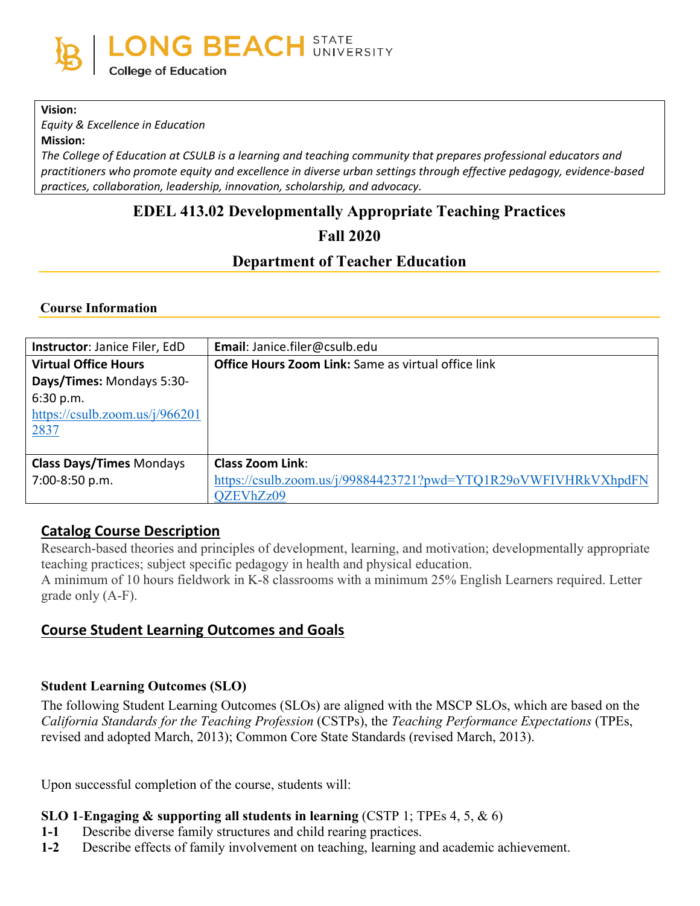LONG BEACH STATE UNIVERSITY
College of Education

**Vision:**
*Equity & Excellence in Education*
**Mission:**
*The College of Education at CSULB is a learning and teaching community that prepares professional educators and practitioners who promote equity and excellence in diverse urban settings through effective pedagogy, evidence-based practices, collaboration, leadership, innovation, scholarship, and advocacy.*

# EDEL 413.02 Developmentally Appropriate Teaching Practices

## Fall 2020

## Department of Teacher Education

### Course Information

| **Instructor**: Janice Filer, EdD | **Email**: Janice.filer@csulb.edu |
|---|---|
| **Virtual Office Hours Days/Times:** Mondays 5:30-6:30 p.m. https://csulb.zoom.us/j/9662012837 | **Office Hours Zoom Link:** Same as virtual office link |
| **Class Days/Times** Mondays 7:00-8:50 p.m. | **Class Zoom Link**: https://csulb.zoom.us/j/99884423721?pwd=YTQ1R29oVWFIVHRkVXhpdFNQZEVhZz09 |

## Catalog Course Description

Research-based theories and principles of development, learning, and motivation; developmentally appropriate teaching practices; subject specific pedagogy in health and physical education.
A minimum of 10 hours fieldwork in K-8 classrooms with a minimum 25% English Learners required. Letter grade only (A-F).

## Course Student Learning Outcomes and Goals

### Student Learning Outcomes (SLO)

The following Student Learning Outcomes (SLOs) are aligned with the MSCP SLOs, which are based on the *California Standards for the Teaching Profession* (CSTPs), the *Teaching Performance Expectations* (TPEs, revised and adopted March, 2013); Common Core State Standards (revised March, 2013).

Upon successful completion of the course, students will:

**SLO 1-Engaging & supporting all students in learning** (CSTP 1; TPEs 4, 5, & 6)

**1-1** Describe diverse family structures and child rearing practices.
**1-2** Describe effects of family involvement on teaching, learning and academic achievement.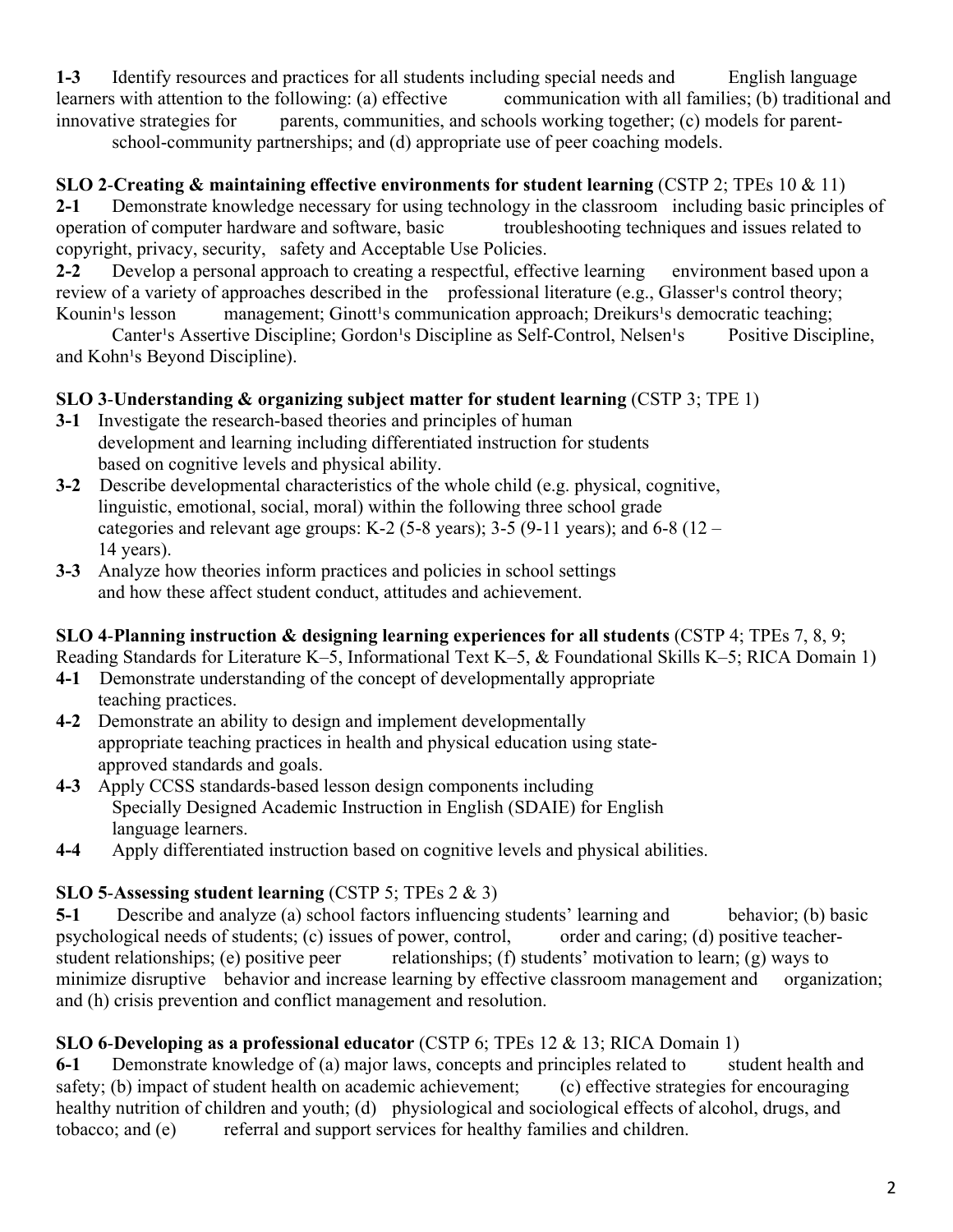**1-3** Identify resources and practices for all students including special needs and English language learners with attention to the following: (a) effective communication with all families; (b) traditional and innovative strategies for parents, communities, and schools working together; (c) models for parent-school-community partnerships; and (d) appropriate use of peer coaching models.

**SLO 2**-**Creating & maintaining effective environments for student learning** (CSTP 2; TPEs 10 & 11)

**2-1** Demonstrate knowledge necessary for using technology in the classroom including basic principles of operation of computer hardware and software, basic troubleshooting techniques and issues related to copyright, privacy, security, safety and Acceptable Use Policies.

**2-2** Develop a personal approach to creating a respectful, effective learning environment based upon a review of a variety of approaches described in the professional literature (e.g., Glasser¹s control theory; Kounin¹s lesson management; Ginott¹s communication approach; Dreikurs¹s democratic teaching; Canter¹s Assertive Discipline; Gordon¹s Discipline as Self-Control, Nelsen¹s Positive Discipline, and Kohn¹s Beyond Discipline).

**SLO 3**-**Understanding & organizing subject matter for student learning** (CSTP 3; TPE 1)

**3-1** Investigate the research-based theories and principles of human development and learning including differentiated instruction for students based on cognitive levels and physical ability.

**3-2** Describe developmental characteristics of the whole child (e.g. physical, cognitive, linguistic, emotional, social, moral) within the following three school grade categories and relevant age groups: K-2 (5-8 years); 3-5 (9-11 years); and 6-8 (12 – 14 years).

**3-3** Analyze how theories inform practices and policies in school settings and how these affect student conduct, attitudes and achievement.

**SLO 4**-**Planning instruction & designing learning experiences for all students** (CSTP 4; TPEs 7, 8, 9; Reading Standards for Literature K–5, Informational Text K–5, & Foundational Skills K–5; RICA Domain 1)

**4-1** Demonstrate understanding of the concept of developmentally appropriate teaching practices.

**4-2** Demonstrate an ability to design and implement developmentally appropriate teaching practices in health and physical education using state-approved standards and goals.

**4-3** Apply CCSS standards-based lesson design components including Specially Designed Academic Instruction in English (SDAIE) for English language learners.

**4-4** Apply differentiated instruction based on cognitive levels and physical abilities.

**SLO 5**-**Assessing student learning** (CSTP 5; TPEs 2 & 3)

**5-1** Describe and analyze (a) school factors influencing students' learning and behavior; (b) basic psychological needs of students; (c) issues of power, control, order and caring; (d) positive teacher-student relationships; (e) positive peer relationships; (f) students' motivation to learn; (g) ways to minimize disruptive behavior and increase learning by effective classroom management and organization; and (h) crisis prevention and conflict management and resolution.

**SLO 6**-**Developing as a professional educator** (CSTP 6; TPEs 12 & 13; RICA Domain 1)

**6-1** Demonstrate knowledge of (a) major laws, concepts and principles related to student health and safety; (b) impact of student health on academic achievement; (c) effective strategies for encouraging healthy nutrition of children and youth; (d) physiological and sociological effects of alcohol, drugs, and tobacco; and (e) referral and support services for healthy families and children.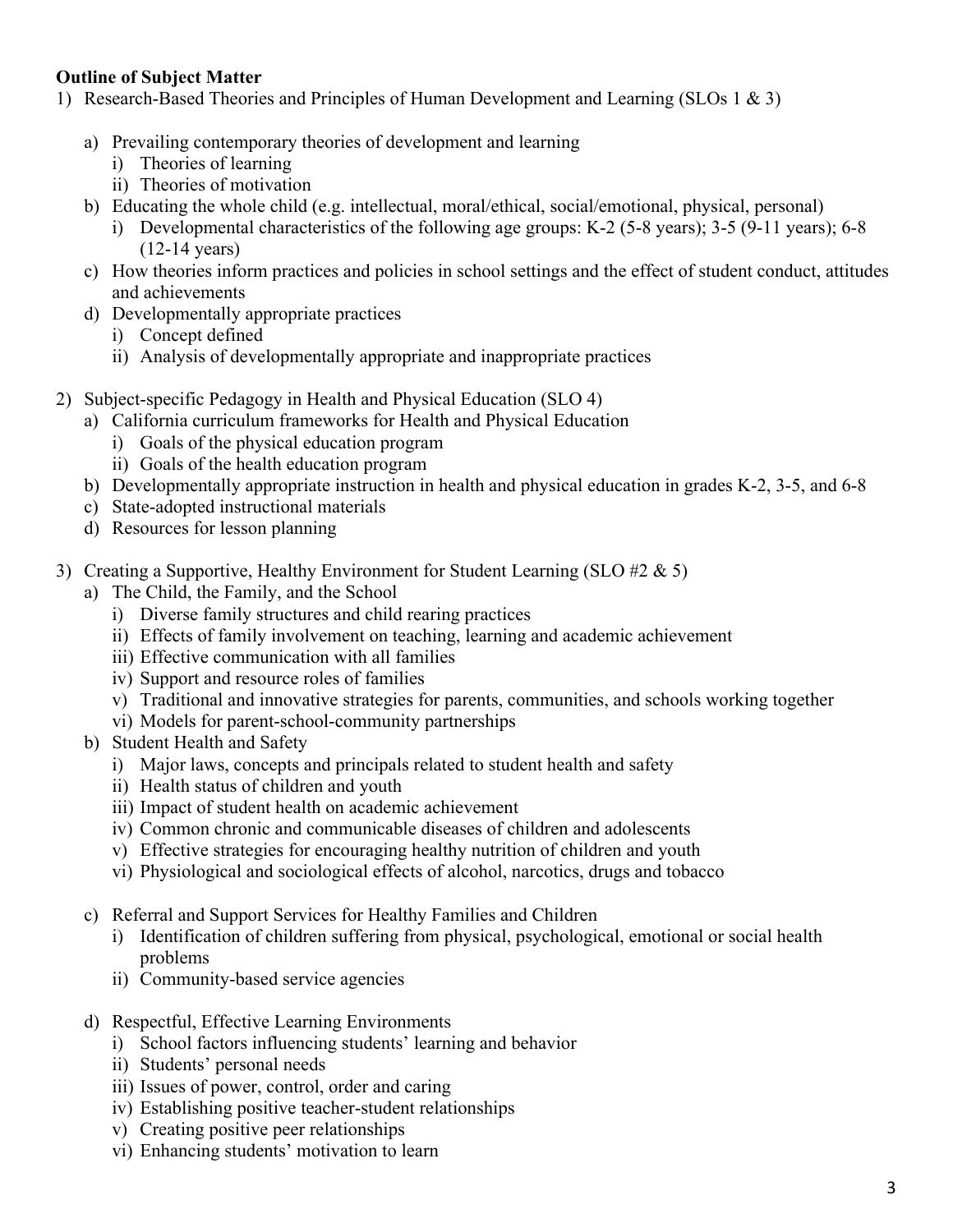**Outline of Subject Matter**

1) Research-Based Theories and Principles of Human Development and Learning (SLOs 1 & 3)
   a) Prevailing contemporary theories of development and learning
      i) Theories of learning
      ii) Theories of motivation
   b) Educating the whole child (e.g. intellectual, moral/ethical, social/emotional, physical, personal)
      i) Developmental characteristics of the following age groups: K-2 (5-8 years); 3-5 (9-11 years); 6-8 (12-14 years)
   c) How theories inform practices and policies in school settings and the effect of student conduct, attitudes and achievements
   d) Developmentally appropriate practices
      i) Concept defined
      ii) Analysis of developmentally appropriate and inappropriate practices

2) Subject-specific Pedagogy in Health and Physical Education (SLO 4)
   a) California curriculum frameworks for Health and Physical Education
      i) Goals of the physical education program
      ii) Goals of the health education program
   b) Developmentally appropriate instruction in health and physical education in grades K-2, 3-5, and 6-8
   c) State-adopted instructional materials
   d) Resources for lesson planning

3) Creating a Supportive, Healthy Environment for Student Learning (SLO #2 & 5)
   a) The Child, the Family, and the School
      i) Diverse family structures and child rearing practices
      ii) Effects of family involvement on teaching, learning and academic achievement
      iii) Effective communication with all families
      iv) Support and resource roles of families
      v) Traditional and innovative strategies for parents, communities, and schools working together
      vi) Models for parent-school-community partnerships
   b) Student Health and Safety
      i) Major laws, concepts and principals related to student health and safety
      ii) Health status of children and youth
      iii) Impact of student health on academic achievement
      iv) Common chronic and communicable diseases of children and adolescents
      v) Effective strategies for encouraging healthy nutrition of children and youth
      vi) Physiological and sociological effects of alcohol, narcotics, drugs and tobacco
   c) Referral and Support Services for Healthy Families and Children
      i) Identification of children suffering from physical, psychological, emotional or social health problems
      ii) Community-based service agencies
   d) Respectful, Effective Learning Environments
      i) School factors influencing students' learning and behavior
      ii) Students' personal needs
      iii) Issues of power, control, order and caring
      iv) Establishing positive teacher-student relationships
      v) Creating positive peer relationships
      vi) Enhancing students' motivation to learn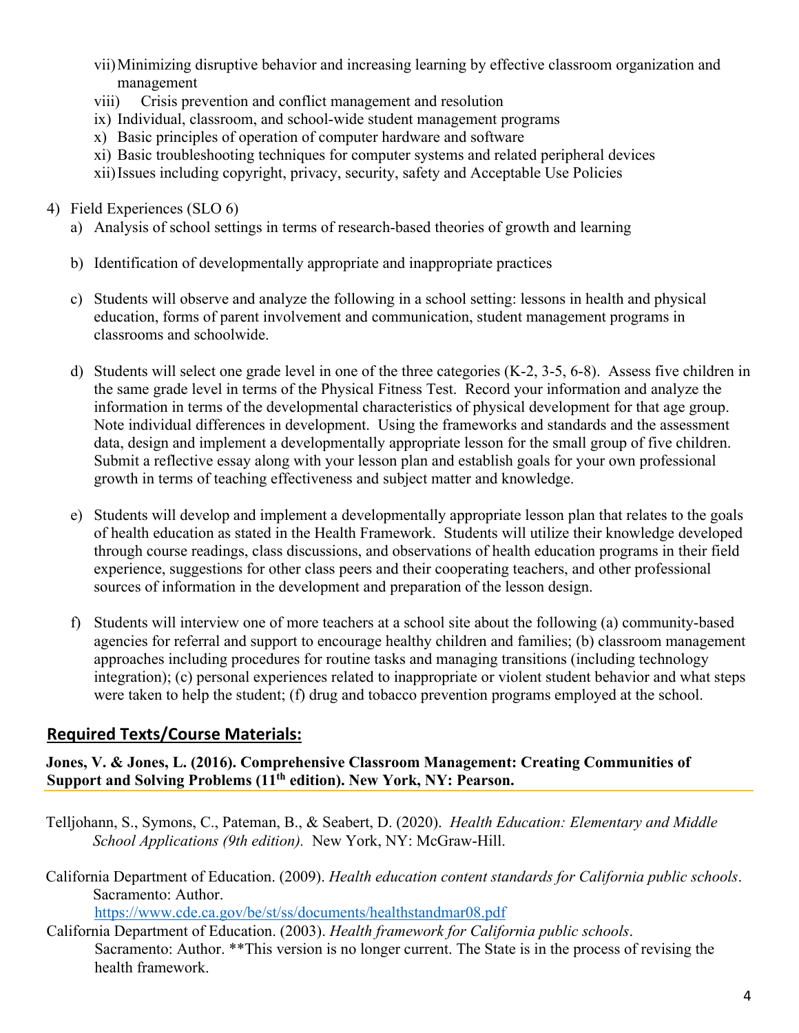vii) Minimizing disruptive behavior and increasing learning by effective classroom organization and management
viii) Crisis prevention and conflict management and resolution
ix) Individual, classroom, and school-wide student management programs
x) Basic principles of operation of computer hardware and software
xi) Basic troubleshooting techniques for computer systems and related peripheral devices
xii) Issues including copyright, privacy, security, safety and Acceptable Use Policies

4) Field Experiences (SLO 6)
   a) Analysis of school settings in terms of research-based theories of growth and learning

   b) Identification of developmentally appropriate and inappropriate practices

   c) Students will observe and analyze the following in a school setting: lessons in health and physical education, forms of parent involvement and communication, student management programs in classrooms and schoolwide.

   d) Students will select one grade level in one of the three categories (K-2, 3-5, 6-8). Assess five children in the same grade level in terms of the Physical Fitness Test. Record your information and analyze the information in terms of the developmental characteristics of physical development for that age group. Note individual differences in development. Using the frameworks and standards and the assessment data, design and implement a developmentally appropriate lesson for the small group of five children. Submit a reflective essay along with your lesson plan and establish goals for your own professional growth in terms of teaching effectiveness and subject matter and knowledge.

   e) Students will develop and implement a developmentally appropriate lesson plan that relates to the goals of health education as stated in the Health Framework. Students will utilize their knowledge developed through course readings, class discussions, and observations of health education programs in their field experience, suggestions for other class peers and their cooperating teachers, and other professional sources of information in the development and preparation of the lesson design.

   f) Students will interview one of more teachers at a school site about the following (a) community-based agencies for referral and support to encourage healthy children and families; (b) classroom management approaches including procedures for routine tasks and managing transitions (including technology integration); (c) personal experiences related to inappropriate or violent student behavior and what steps were taken to help the student; (f) drug and tobacco prevention programs employed at the school.

## Required Texts/Course Materials:

**Jones, V. & Jones, L. (2016). Comprehensive Classroom Management: Creating Communities of Support and Solving Problems (11th edition). New York, NY: Pearson.**

Telljohann, S., Symons, C., Pateman, B., & Seabert, D. (2020). *Health Education: Elementary and Middle School Applications (9th edition).* New York, NY: McGraw-Hill.

California Department of Education. (2009). *Health education content standards for California public schools*. Sacramento: Author. https://www.cde.ca.gov/be/st/ss/documents/healthstandmar08.pdf

California Department of Education. (2003). *Health framework for California public schools*. Sacramento: Author. **This version is no longer current. The State is in the process of revising the health framework.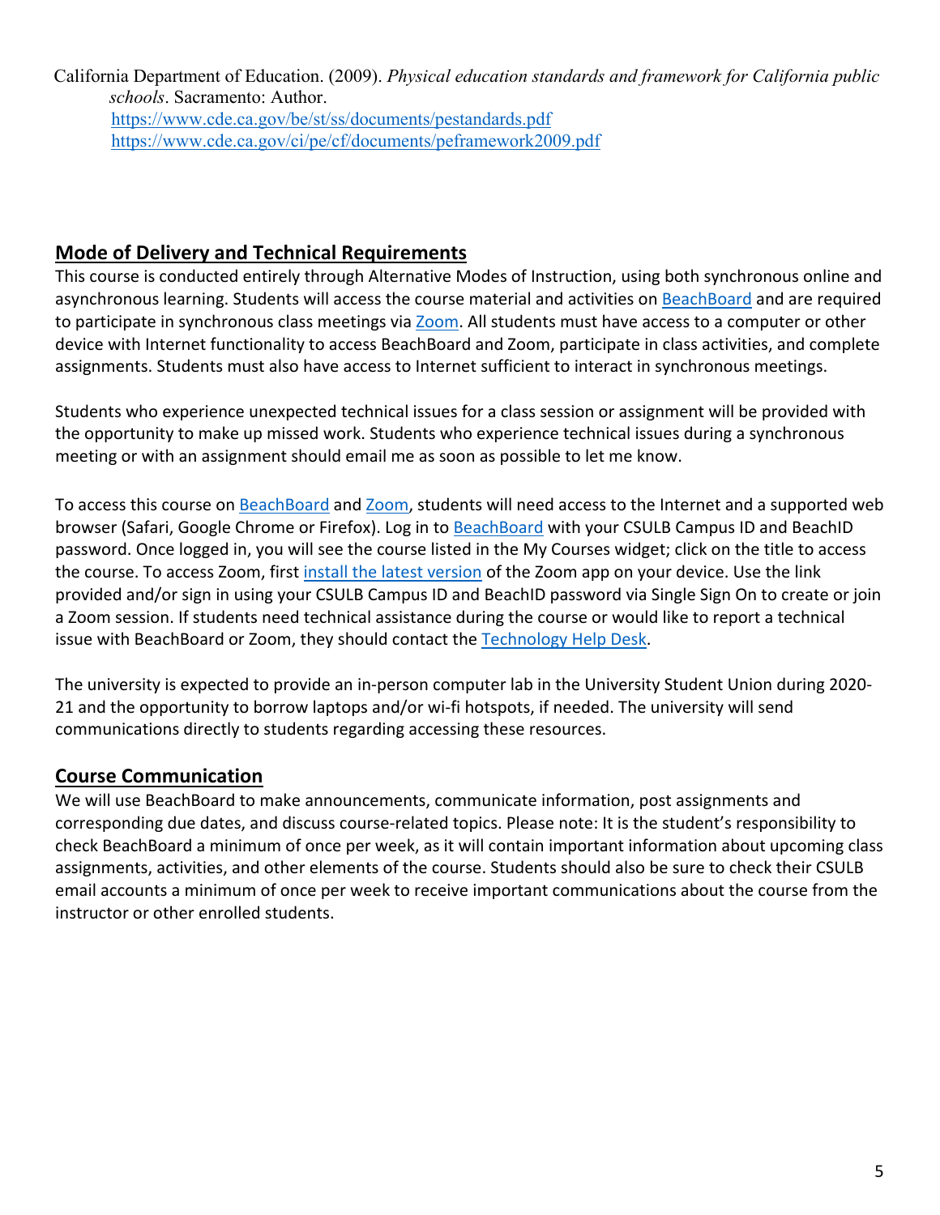California Department of Education. (2009). *Physical education standards and framework for California public schools*. Sacramento: Author.
https://www.cde.ca.gov/be/st/ss/documents/pestandards.pdf
https://www.cde.ca.gov/ci/pe/cf/documents/peframework2009.pdf

## Mode of Delivery and Technical Requirements

This course is conducted entirely through Alternative Modes of Instruction, using both synchronous online and asynchronous learning. Students will access the course material and activities on BeachBoard and are required to participate in synchronous class meetings via Zoom. All students must have access to a computer or other device with Internet functionality to access BeachBoard and Zoom, participate in class activities, and complete assignments. Students must also have access to Internet sufficient to interact in synchronous meetings.

Students who experience unexpected technical issues for a class session or assignment will be provided with the opportunity to make up missed work. Students who experience technical issues during a synchronous meeting or with an assignment should email me as soon as possible to let me know.

To access this course on BeachBoard and Zoom, students will need access to the Internet and a supported web browser (Safari, Google Chrome or Firefox). Log in to BeachBoard with your CSULB Campus ID and BeachID password. Once logged in, you will see the course listed in the My Courses widget; click on the title to access the course. To access Zoom, first install the latest version of the Zoom app on your device. Use the link provided and/or sign in using your CSULB Campus ID and BeachID password via Single Sign On to create or join a Zoom session. If students need technical assistance during the course or would like to report a technical issue with BeachBoard or Zoom, they should contact the Technology Help Desk.

The university is expected to provide an in-person computer lab in the University Student Union during 2020-21 and the opportunity to borrow laptops and/or wi-fi hotspots, if needed. The university will send communications directly to students regarding accessing these resources.

## Course Communication

We will use BeachBoard to make announcements, communicate information, post assignments and corresponding due dates, and discuss course-related topics. Please note: It is the student's responsibility to check BeachBoard a minimum of once per week, as it will contain important information about upcoming class assignments, activities, and other elements of the course. Students should also be sure to check their CSULB email accounts a minimum of once per week to receive important communications about the course from the instructor or other enrolled students.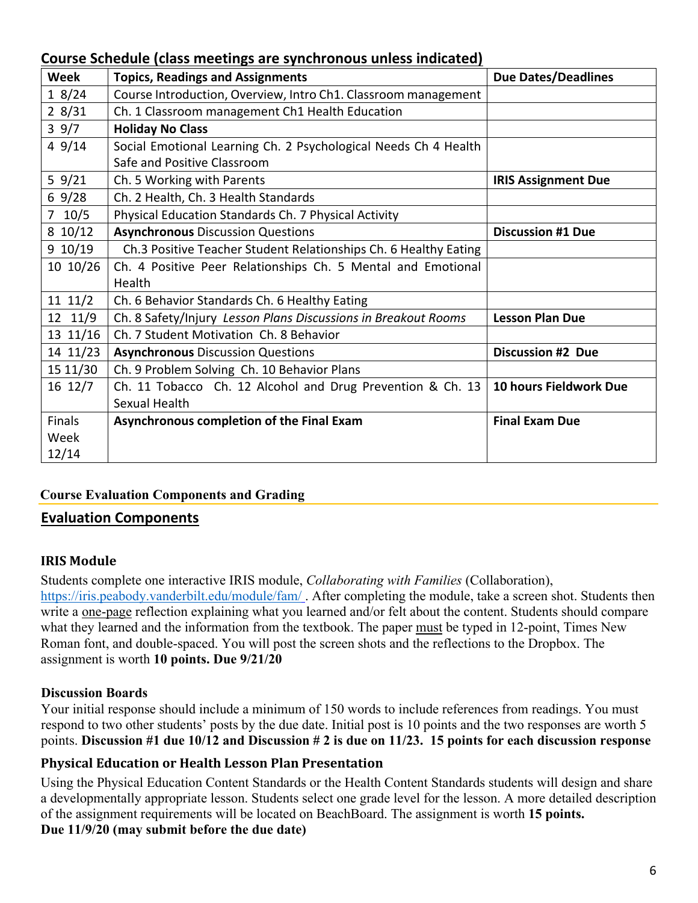## Course Schedule (class meetings are synchronous unless indicated)

| Week | Topics, Readings and Assignments | Due Dates/Deadlines |
|---|---|---|
| 1 8/24 | Course Introduction, Overview, Intro Ch1. Classroom management | |
| 2 8/31 | Ch. 1 Classroom management Ch1 Health Education | |
| 3 9/7 | **Holiday No Class** | |
| 4 9/14 | Social Emotional Learning Ch. 2 Psychological Needs Ch 4 Health Safe and Positive Classroom | |
| 5 9/21 | Ch. 5 Working with Parents | **IRIS Assignment Due** |
| 6 9/28 | Ch. 2 Health, Ch. 3 Health Standards | |
| 7 10/5 | Physical Education Standards Ch. 7 Physical Activity | |
| 8 10/12 | **Asynchronous** Discussion Questions | **Discussion #1 Due** |
| 9 10/19 | Ch.3 Positive Teacher Student Relationships Ch. 6 Healthy Eating | |
| 10 10/26 | Ch. 4 Positive Peer Relationships Ch. 5 Mental and Emotional Health | |
| 11 11/2 | Ch. 6 Behavior Standards Ch. 6 Healthy Eating | |
| 12 11/9 | Ch. 8 Safety/Injury *Lesson Plans Discussions in Breakout Rooms* | **Lesson Plan Due** |
| 13 11/16 | Ch. 7 Student Motivation Ch. 8 Behavior | |
| 14 11/23 | **Asynchronous** Discussion Questions | **Discussion #2 Due** |
| 15 11/30 | Ch. 9 Problem Solving Ch. 10 Behavior Plans | |
| 16 12/7 | Ch. 11 Tobacco Ch. 12 Alcohol and Drug Prevention & Ch. 13 Sexual Health | **10 hours Fieldwork Due** |
| Finals Week 12/14 | **Asynchronous completion of the Final Exam** | **Final Exam Due** |

**Course Evaluation Components and Grading**

## Evaluation Components

### IRIS Module

Students complete one interactive IRIS module, *Collaborating with Families* (Collaboration), https://iris.peabody.vanderbilt.edu/module/fam/ . After completing the module, take a screen shot. Students then write a one-page reflection explaining what you learned and/or felt about the content. Students should compare what they learned and the information from the textbook. The paper must be typed in 12-point, Times New Roman font, and double-spaced. You will post the screen shots and the reflections to the Dropbox. The assignment is worth **10 points. Due 9/21/20**

### Discussion Boards

Your initial response should include a minimum of 150 words to include references from readings. You must respond to two other students' posts by the due date. Initial post is 10 points and the two responses are worth 5 points. **Discussion #1 due 10/12 and Discussion # 2 is due on 11/23. 15 points for each discussion response**

### Physical Education or Health Lesson Plan Presentation

Using the Physical Education Content Standards or the Health Content Standards students will design and share a developmentally appropriate lesson. Students select one grade level for the lesson. A more detailed description of the assignment requirements will be located on BeachBoard. The assignment is worth **15 points.**
**Due 11/9/20 (may submit before the due date)**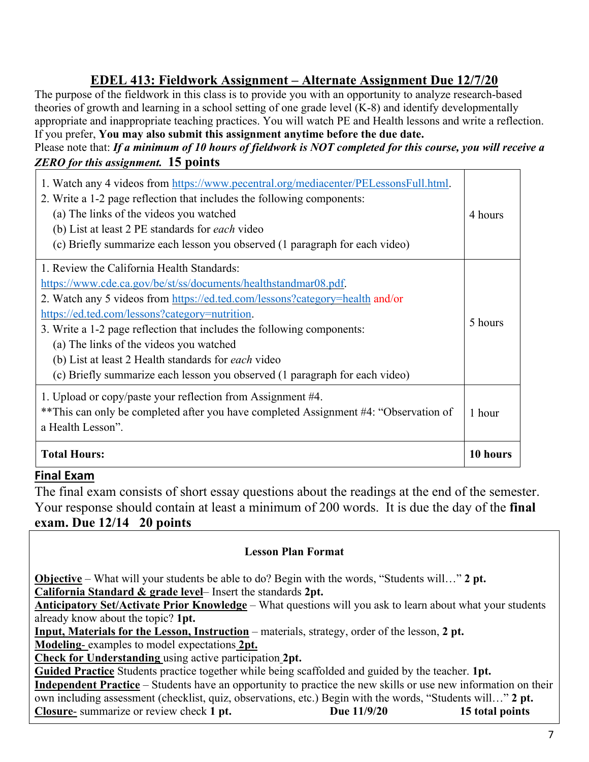## EDEL 413: Fieldwork Assignment – Alternate Assignment Due 12/7/20

The purpose of the fieldwork in this class is to provide you with an opportunity to analyze research-based theories of growth and learning in a school setting of one grade level (K-8) and identify developmentally appropriate and inappropriate teaching practices. You will watch PE and Health lessons and write a reflection. If you prefer, **You may also submit this assignment anytime before the due date.**

Please note that: ***If a minimum of 10 hours of fieldwork is NOT completed for this course, you will receive a ZERO for this assignment.*** **15 points**

| | |
|---|---|
| 1. Watch any 4 videos from https://www.pecentral.org/mediacenter/PELessonsFull.html.<br>2. Write a 1-2 page reflection that includes the following components:<br>(a) The links of the videos you watched<br>(b) List at least 2 PE standards for *each* video<br>(c) Briefly summarize each lesson you observed (1 paragraph for each video) | 4 hours |
| 1. Review the California Health Standards: https://www.cde.ca.gov/be/st/ss/documents/healthstandmar08.pdf.<br>2. Watch any 5 videos from https://ed.ted.com/lessons?category=health and/or https://ed.ted.com/lessons?category=nutrition.<br>3. Write a 1-2 page reflection that includes the following components:<br>(a) The links of the videos you watched<br>(b) List at least 2 Health standards for *each* video<br>(c) Briefly summarize each lesson you observed (1 paragraph for each video) | 5 hours |
| 1. Upload or copy/paste your reflection from Assignment #4.<br>**This can only be completed after you have completed Assignment #4: "Observation of a Health Lesson". | 1 hour |
| **Total Hours:** | **10 hours** |

## Final Exam

The final exam consists of short essay questions about the readings at the end of the semester. Your response should contain at least a minimum of 200 words. It is due the day of the **final exam. Due 12/14 20 points**

**Lesson Plan Format**

**Objective** – What will your students be able to do? Begin with the words, "Students will…" **2 pt.**
**California Standard & grade level**– Insert the standards **2pt.**
**Anticipatory Set/Activate Prior Knowledge** – What questions will you ask to learn about what your students already know about the topic? **1pt.**
**Input, Materials for the Lesson, Instruction** – materials, strategy, order of the lesson, **2 pt.**
**Modeling**- examples to model expectations **2pt.**
**Check for Understanding** using active participation **2pt.**
**Guided Practice** Students practice together while being scaffolded and guided by the teacher. **1pt.**
**Independent Practice** – Students have an opportunity to practice the new skills or use new information on their own including assessment (checklist, quiz, observations, etc.) Begin with the words, "Students will…" **2 pt.**
**Closure**- summarize or review check **1 pt.** **Due 11/9/20** **15 total points**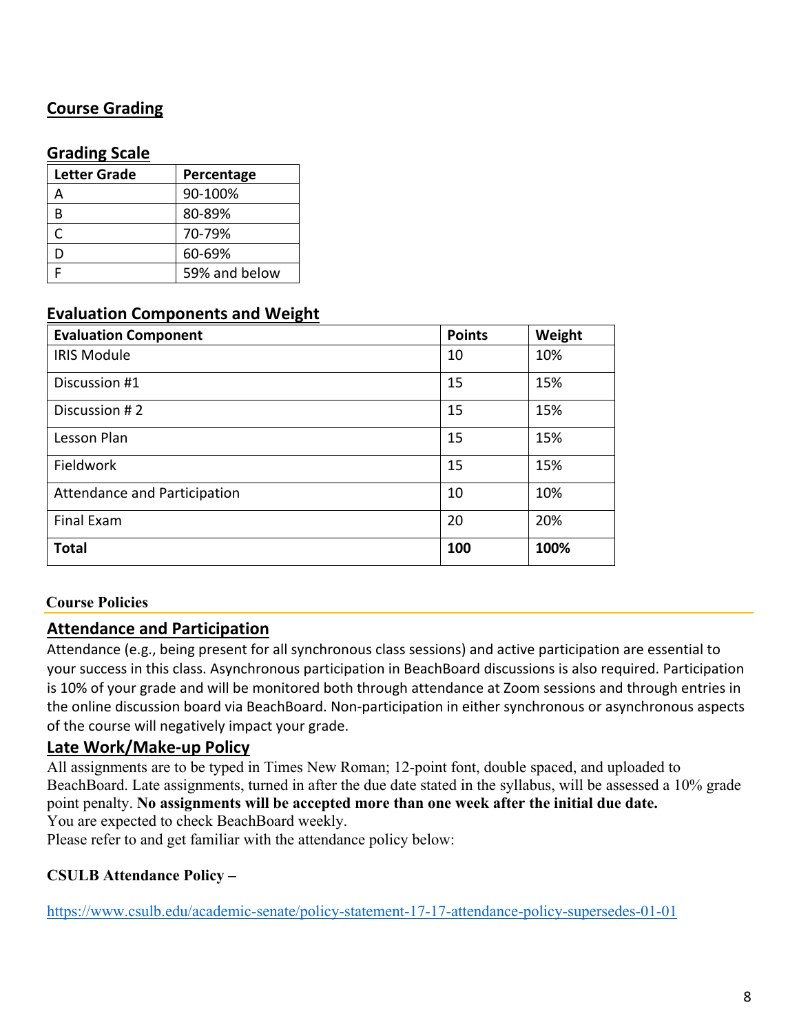## Course Grading

### Grading Scale

| Letter Grade | Percentage |
|---|---|
| A | 90-100% |
| B | 80-89% |
| C | 70-79% |
| D | 60-69% |
| F | 59% and below |

### Evaluation Components and Weight

| Evaluation Component | Points | Weight |
|---|---|---|
| IRIS Module | 10 | 10% |
| Discussion #1 | 15 | 15% |
| Discussion # 2 | 15 | 15% |
| Lesson Plan | 15 | 15% |
| Fieldwork | 15 | 15% |
| Attendance and Participation | 10 | 10% |
| Final Exam | 20 | 20% |
| **Total** | **100** | **100%** |

## Course Policies

### Attendance and Participation

Attendance (e.g., being present for all synchronous class sessions) and active participation are essential to your success in this class. Asynchronous participation in BeachBoard discussions is also required. Participation is 10% of your grade and will be monitored both through attendance at Zoom sessions and through entries in the online discussion board via BeachBoard. Non-participation in either synchronous or asynchronous aspects of the course will negatively impact your grade.

### Late Work/Make-up Policy

All assignments are to be typed in Times New Roman; 12-point font, double spaced, and uploaded to BeachBoard. Late assignments, turned in after the due date stated in the syllabus, will be assessed a 10% grade point penalty. **No assignments will be accepted more than one week after the initial due date.**
You are expected to check BeachBoard weekly.
Please refer to and get familiar with the attendance policy below:

**CSULB Attendance Policy –**

https://www.csulb.edu/academic-senate/policy-statement-17-17-attendance-policy-supersedes-01-01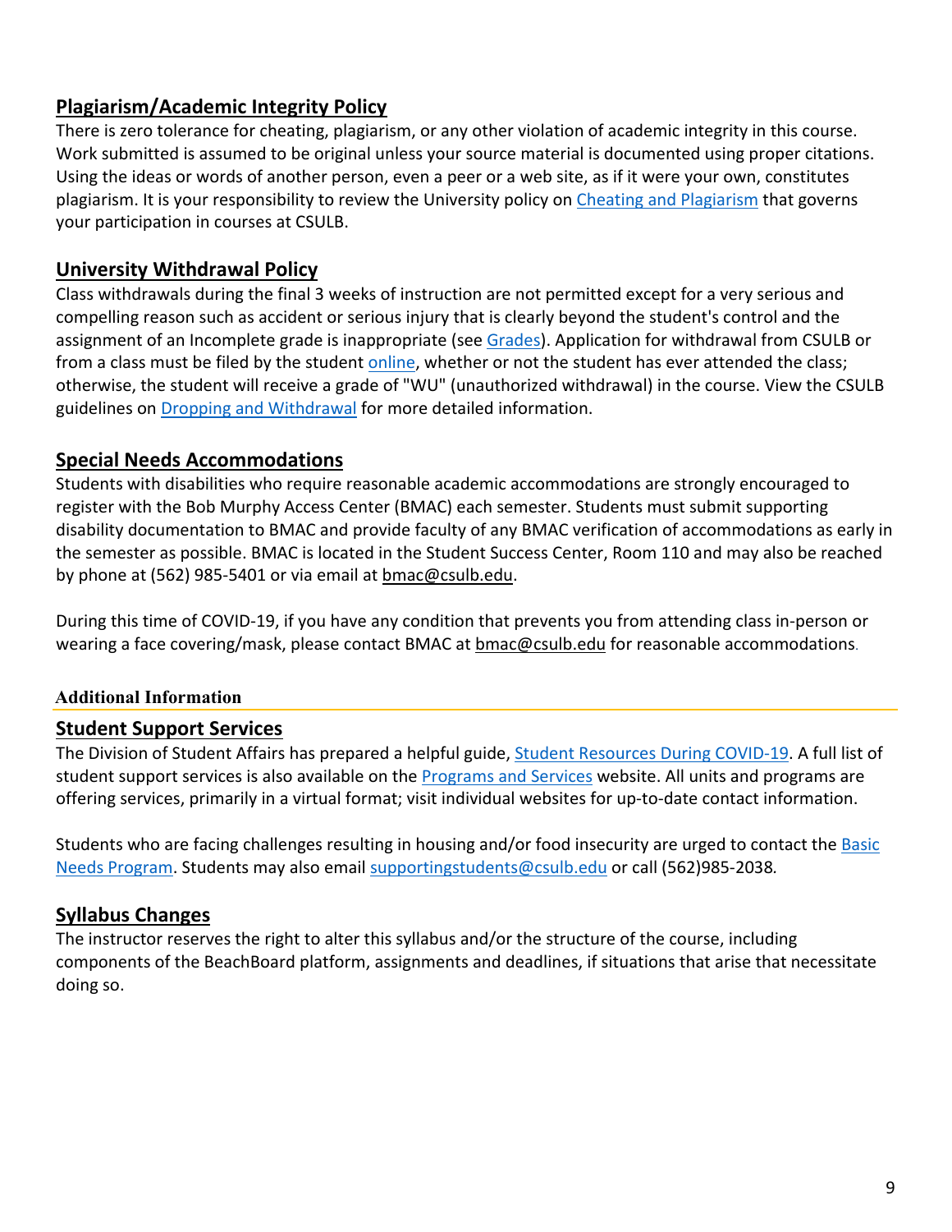## Plagiarism/Academic Integrity Policy

There is zero tolerance for cheating, plagiarism, or any other violation of academic integrity in this course. Work submitted is assumed to be original unless your source material is documented using proper citations. Using the ideas or words of another person, even a peer or a web site, as if it were your own, constitutes plagiarism. It is your responsibility to review the University policy on Cheating and Plagiarism that governs your participation in courses at CSULB.

## University Withdrawal Policy

Class withdrawals during the final 3 weeks of instruction are not permitted except for a very serious and compelling reason such as accident or serious injury that is clearly beyond the student's control and the assignment of an Incomplete grade is inappropriate (see Grades). Application for withdrawal from CSULB or from a class must be filed by the student online, whether or not the student has ever attended the class; otherwise, the student will receive a grade of "WU" (unauthorized withdrawal) in the course. View the CSULB guidelines on Dropping and Withdrawal for more detailed information.

## Special Needs Accommodations

Students with disabilities who require reasonable academic accommodations are strongly encouraged to register with the Bob Murphy Access Center (BMAC) each semester. Students must submit supporting disability documentation to BMAC and provide faculty of any BMAC verification of accommodations as early in the semester as possible. BMAC is located in the Student Success Center, Room 110 and may also be reached by phone at (562) 985-5401 or via email at bmac@csulb.edu.

During this time of COVID-19, if you have any condition that prevents you from attending class in-person or wearing a face covering/mask, please contact BMAC at bmac@csulb.edu for reasonable accommodations.

# Additional Information

## Student Support Services

The Division of Student Affairs has prepared a helpful guide, Student Resources During COVID-19. A full list of student support services is also available on the Programs and Services website. All units and programs are offering services, primarily in a virtual format; visit individual websites for up-to-date contact information.

Students who are facing challenges resulting in housing and/or food insecurity are urged to contact the Basic Needs Program. Students may also email supportingstudents@csulb.edu or call (562)985-2038.

## Syllabus Changes

The instructor reserves the right to alter this syllabus and/or the structure of the course, including components of the BeachBoard platform, assignments and deadlines, if situations that arise that necessitate doing so.